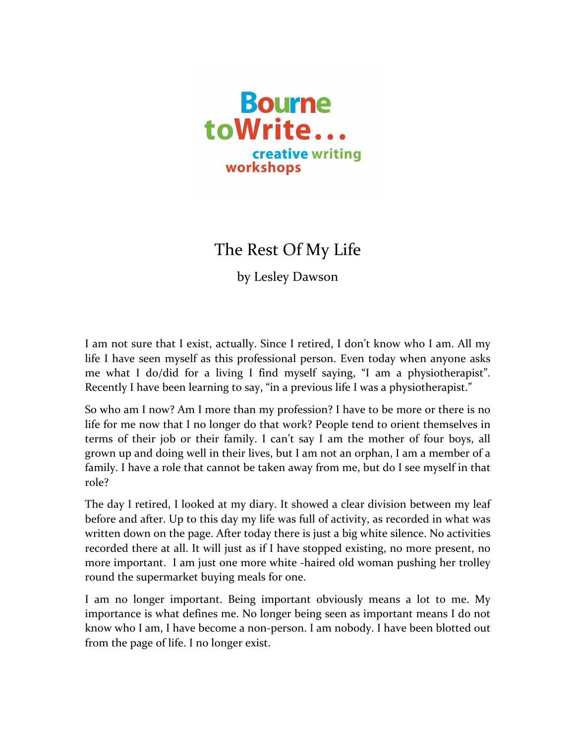Bourne
toWrite...
creative writing
workshops

# The Rest Of My Life

by Lesley Dawson

I am not sure that I exist, actually. Since I retired, I don't know who I am. All my life I have seen myself as this professional person. Even today when anyone asks me what I do/did for a living I find myself saying, "I am a physiotherapist". Recently I have been learning to say, "in a previous life I was a physiotherapist."

So who am I now? Am I more than my profession? I have to be more or there is no life for me now that I no longer do that work? People tend to orient themselves in terms of their job or their family. I can't say I am the mother of four boys, all grown up and doing well in their lives, but I am not an orphan, I am a member of a family. I have a role that cannot be taken away from me, but do I see myself in that role?

The day I retired, I looked at my diary. It showed a clear division between my leaf before and after. Up to this day my life was full of activity, as recorded in what was written down on the page. After today there is just a big white silence. No activities recorded there at all. It will just as if I have stopped existing, no more present, no more important. I am just one more white -haired old woman pushing her trolley round the supermarket buying meals for one.

I am no longer important. Being important obviously means a lot to me. My importance is what defines me. No longer being seen as important means I do not know who I am, I have become a non-person. I am nobody. I have been blotted out from the page of life. I no longer exist.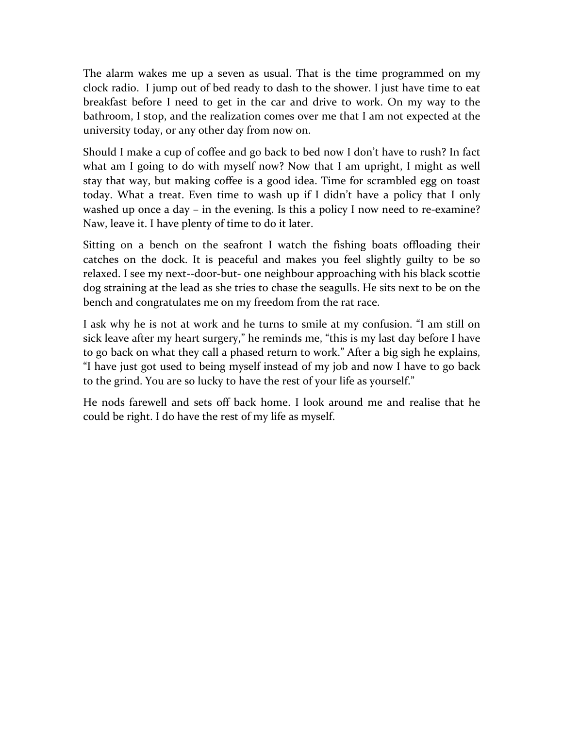The alarm wakes me up a seven as usual. That is the time programmed on my clock radio. I jump out of bed ready to dash to the shower. I just have time to eat breakfast before I need to get in the car and drive to work. On my way to the bathroom, I stop, and the realization comes over me that I am not expected at the university today, or any other day from now on.

Should I make a cup of coffee and go back to bed now I don't have to rush? In fact what am I going to do with myself now? Now that I am upright, I might as well stay that way, but making coffee is a good idea. Time for scrambled egg on toast today. What a treat. Even time to wash up if I didn't have a policy that I only washed up once a day – in the evening. Is this a policy I now need to re-examine? Naw, leave it. I have plenty of time to do it later.

Sitting on a bench on the seafront I watch the fishing boats offloading their catches on the dock. It is peaceful and makes you feel slightly guilty to be so relaxed. I see my next--door-but- one neighbour approaching with his black scottie dog straining at the lead as she tries to chase the seagulls. He sits next to be on the bench and congratulates me on my freedom from the rat race.

I ask why he is not at work and he turns to smile at my confusion. "I am still on sick leave after my heart surgery," he reminds me, "this is my last day before I have to go back on what they call a phased return to work." After a big sigh he explains, "I have just got used to being myself instead of my job and now I have to go back to the grind. You are so lucky to have the rest of your life as yourself."

He nods farewell and sets off back home. I look around me and realise that he could be right. I do have the rest of my life as myself.